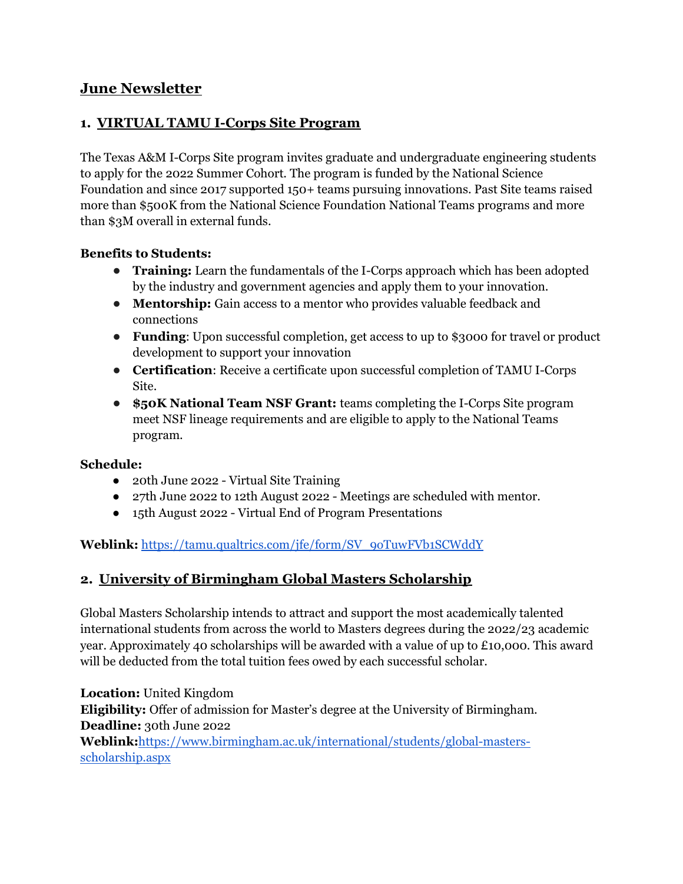# June Newsletter

## 1. VIRTUAL TAMU I-Corps Site Program

The Texas A&M I-Corps Site program invites graduate and undergraduate engineering students to apply for the 2022 Summer Cohort. The program is funded by the National Science Foundation and since 2017 supported 150+ teams pursuing innovations. Past Site teams raised more than $500K from the National Science Foundation National Teams programs and more than $3M overall in external funds.

**Benefits to Students:**

- **Training:** Learn the fundamentals of the I-Corps approach which has been adopted by the industry and government agencies and apply them to your innovation.
- **Mentorship:** Gain access to a mentor who provides valuable feedback and connections
- **Funding**: Upon successful completion, get access to up to $3000 for travel or product development to support your innovation
- **Certification**: Receive a certificate upon successful completion of TAMU I-Corps Site.
- **$50K National Team NSF Grant:** teams completing the I-Corps Site program meet NSF lineage requirements and are eligible to apply to the National Teams program.

**Schedule:**

- 20th June 2022 - Virtual Site Training
- 27th June 2022 to 12th August 2022 - Meetings are scheduled with mentor.
- 15th August 2022 - Virtual End of Program Presentations

**Weblink:** https://tamu.qualtrics.com/jfe/form/SV_9oTuwFVb1SCWddY

## 2. University of Birmingham Global Masters Scholarship

Global Masters Scholarship intends to attract and support the most academically talented international students from across the world to Masters degrees during the 2022/23 academic year. Approximately 40 scholarships will be awarded with a value of up to £10,000. This award will be deducted from the total tuition fees owed by each successful scholar.

**Location:** United Kingdom
**Eligibility:** Offer of admission for Master's degree at the University of Birmingham.
**Deadline:** 30th June 2022
**Weblink:** https://www.birmingham.ac.uk/international/students/global-masters-scholarship.aspx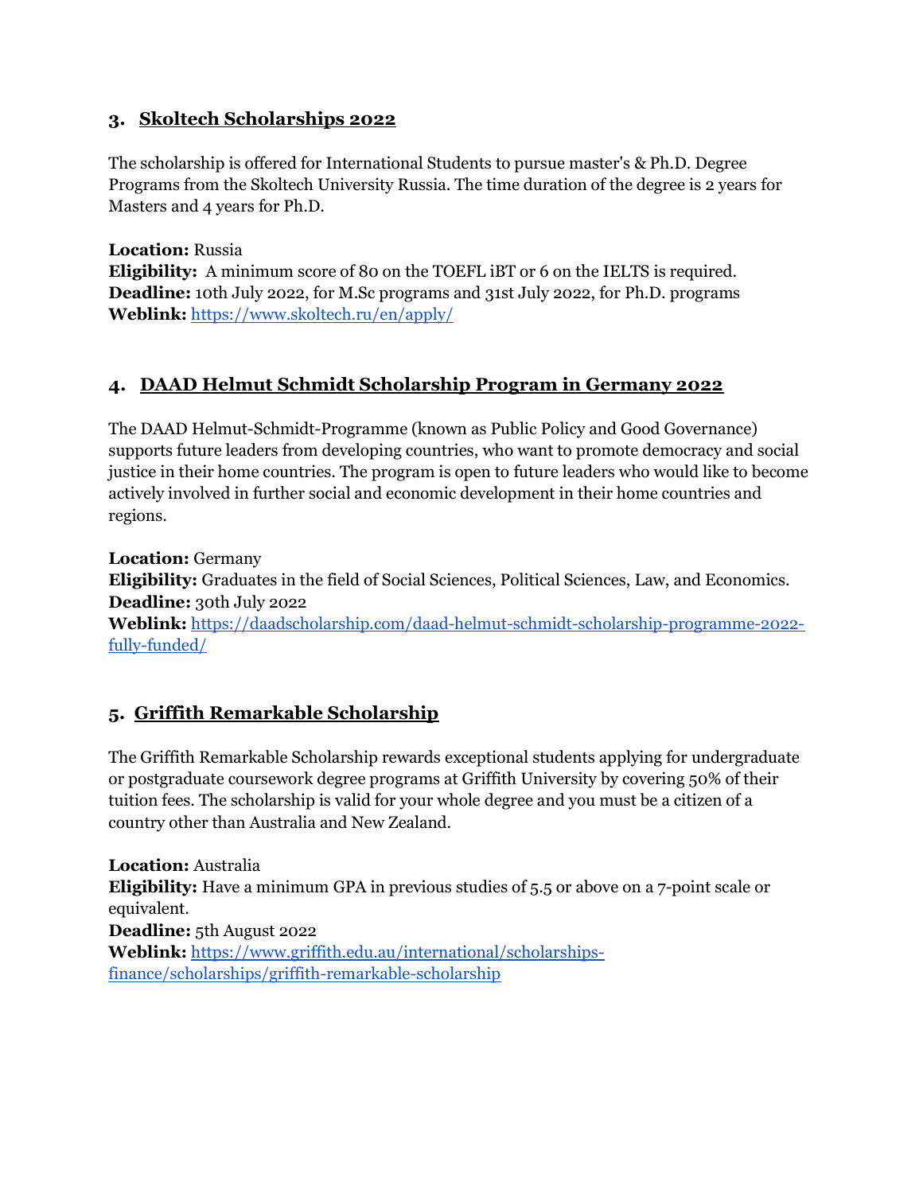### 3. Skoltech Scholarships 2022

The scholarship is offered for International Students to pursue master's & Ph.D. Degree Programs from the Skoltech University Russia. The time duration of the degree is 2 years for Masters and 4 years for Ph.D.

**Location:** Russia
**Eligibility:** A minimum score of 80 on the TOEFL iBT or 6 on the IELTS is required.
**Deadline:** 10th July 2022, for M.Sc programs and 31st July 2022, for Ph.D. programs
**Weblink:** [https://www.skoltech.ru/en/apply/](https://www.skoltech.ru/en/apply/)

### 4. DAAD Helmut Schmidt Scholarship Program in Germany 2022

The DAAD Helmut-Schmidt-Programme (known as Public Policy and Good Governance) supports future leaders from developing countries, who want to promote democracy and social justice in their home countries. The program is open to future leaders who would like to become actively involved in further social and economic development in their home countries and regions.

**Location:** Germany
**Eligibility:** Graduates in the field of Social Sciences, Political Sciences, Law, and Economics.
**Deadline:** 30th July 2022
**Weblink:** [https://daadscholarship.com/daad-helmut-schmidt-scholarship-programme-2022-fully-funded/](https://daadscholarship.com/daad-helmut-schmidt-scholarship-programme-2022-fully-funded/)

### 5. Griffith Remarkable Scholarship

The Griffith Remarkable Scholarship rewards exceptional students applying for undergraduate or postgraduate coursework degree programs at Griffith University by covering 50% of their tuition fees. The scholarship is valid for your whole degree and you must be a citizen of a country other than Australia and New Zealand.

**Location:** Australia
**Eligibility:** Have a minimum GPA in previous studies of 5.5 or above on a 7-point scale or equivalent.
**Deadline:** 5th August 2022
**Weblink:** [https://www.griffith.edu.au/international/scholarships-finance/scholarships/griffith-remarkable-scholarship](https://www.griffith.edu.au/international/scholarships-finance/scholarships/griffith-remarkable-scholarship)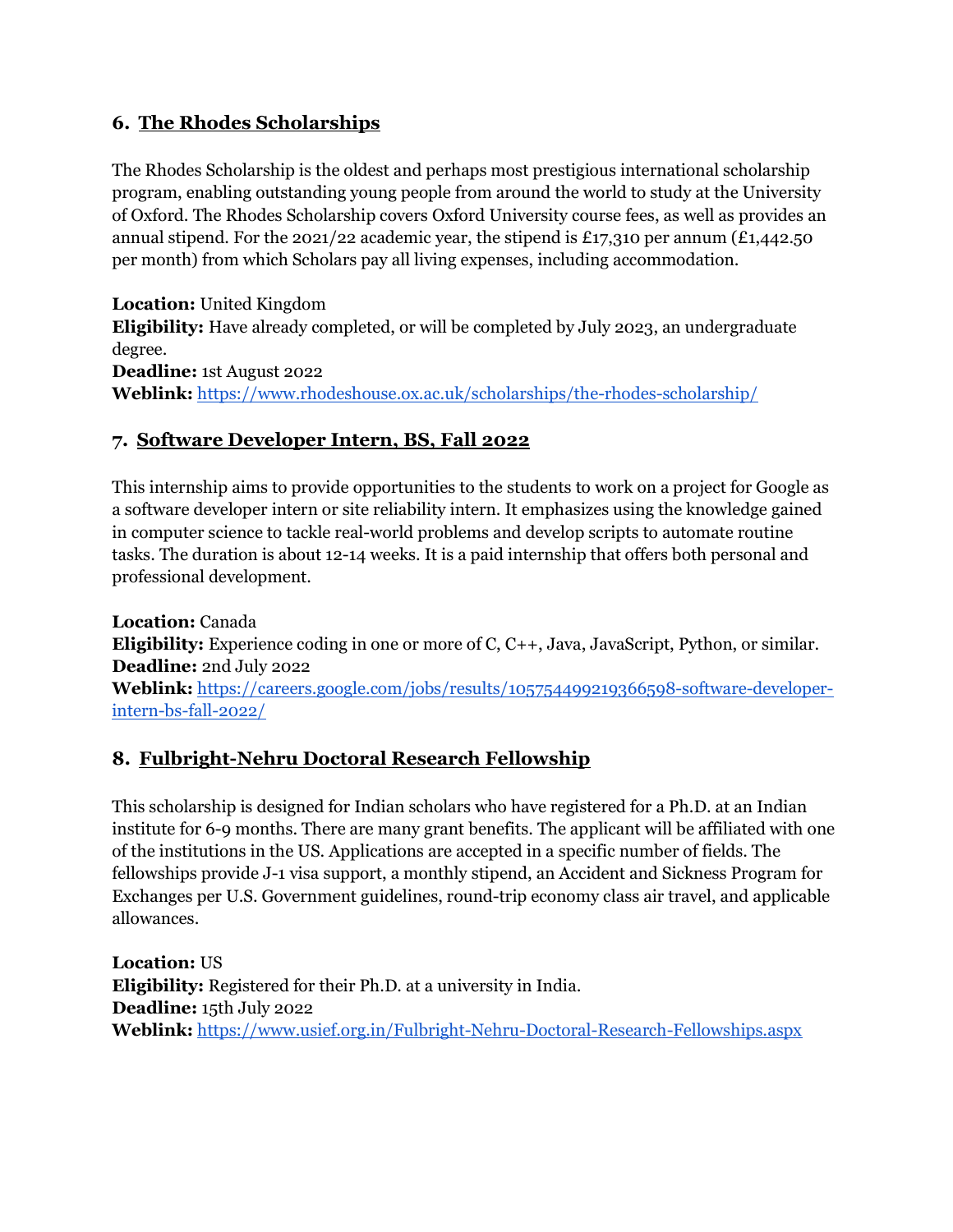## 6. The Rhodes Scholarships

The Rhodes Scholarship is the oldest and perhaps most prestigious international scholarship program, enabling outstanding young people from around the world to study at the University of Oxford. The Rhodes Scholarship covers Oxford University course fees, as well as provides an annual stipend. For the 2021/22 academic year, the stipend is £17,310 per annum (£1,442.50 per month) from which Scholars pay all living expenses, including accommodation.

**Location:** United Kingdom
**Eligibility:** Have already completed, or will be completed by July 2023, an undergraduate degree.
**Deadline:** 1st August 2022
**Weblink:** https://www.rhodeshouse.ox.ac.uk/scholarships/the-rhodes-scholarship/

## 7. Software Developer Intern, BS, Fall 2022

This internship aims to provide opportunities to the students to work on a project for Google as a software developer intern or site reliability intern. It emphasizes using the knowledge gained in computer science to tackle real-world problems and develop scripts to automate routine tasks. The duration is about 12-14 weeks. It is a paid internship that offers both personal and professional development.

**Location:** Canada
**Eligibility:** Experience coding in one or more of C, C++, Java, JavaScript, Python, or similar.
**Deadline:** 2nd July 2022
**Weblink:** https://careers.google.com/jobs/results/105754499219366598-software-developer-intern-bs-fall-2022/

## 8. Fulbright-Nehru Doctoral Research Fellowship

This scholarship is designed for Indian scholars who have registered for a Ph.D. at an Indian institute for 6-9 months. There are many grant benefits. The applicant will be affiliated with one of the institutions in the US. Applications are accepted in a specific number of fields. The fellowships provide J-1 visa support, a monthly stipend, an Accident and Sickness Program for Exchanges per U.S. Government guidelines, round-trip economy class air travel, and applicable allowances.

**Location:** US
**Eligibility:** Registered for their Ph.D. at a university in India.
**Deadline:** 15th July 2022
**Weblink:** https://www.usief.org.in/Fulbright-Nehru-Doctoral-Research-Fellowships.aspx